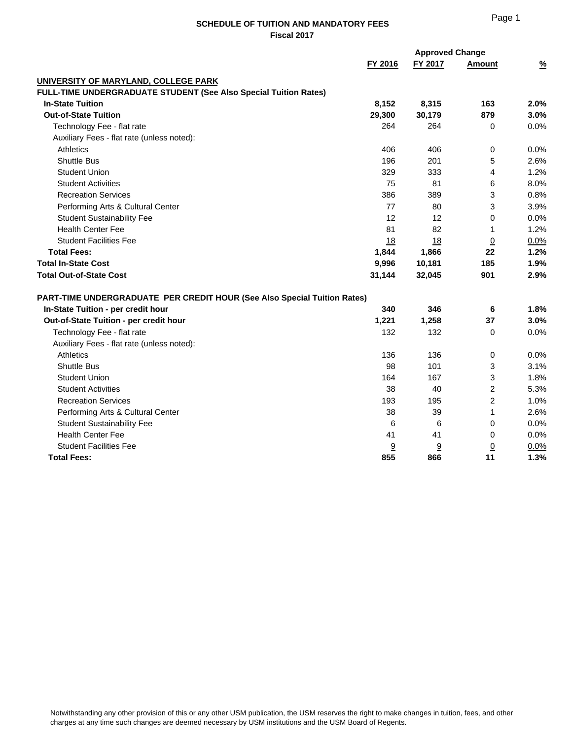## SCHEDULE OF TUITION AND MANDATORY FEES
### Fiscal 2017

| | FY 2016 | FY 2017 | Approved Change Amount | % |
|---|---|---|---|---|
| **UNIVERSITY OF MARYLAND, COLLEGE PARK** | | | | |
| **FULL-TIME UNDERGRADUATE STUDENT (See Also Special Tuition Rates)** | | | | |
| **In-State Tuition** | **8,152** | **8,315** | **163** | **2.0%** |
| **Out-of-State Tuition** | **29,300** | **30,179** | **879** | **3.0%** |
| Technology Fee - flat rate | 264 | 264 | 0 | 0.0% |
| Auxiliary Fees - flat rate (unless noted): | | | | |
| Athletics | 406 | 406 | 0 | 0.0% |
| Shuttle Bus | 196 | 201 | 5 | 2.6% |
| Student Union | 329 | 333 | 4 | 1.2% |
| Student Activities | 75 | 81 | 6 | 8.0% |
| Recreation Services | 386 | 389 | 3 | 0.8% |
| Performing Arts & Cultural Center | 77 | 80 | 3 | 3.9% |
| Student Sustainability Fee | 12 | 12 | 0 | 0.0% |
| Health Center Fee | 81 | 82 | 1 | 1.2% |
| Student Facilities Fee | 18 | 18 | 0 | 0.0% |
| **Total Fees:** | **1,844** | **1,866** | **22** | **1.2%** |
| **Total In-State Cost** | **9,996** | **10,181** | **185** | **1.9%** |
| **Total Out-of-State Cost** | **31,144** | **32,045** | **901** | **2.9%** |
| | | | | |
| **PART-TIME UNDERGRADUATE PER CREDIT HOUR (See Also Special Tuition Rates)** | | | | |
| **In-State Tuition - per credit hour** | **340** | **346** | **6** | **1.8%** |
| **Out-of-State Tuition - per credit hour** | **1,221** | **1,258** | **37** | **3.0%** |
| Technology Fee - flat rate | 132 | 132 | 0 | 0.0% |
| Auxiliary Fees - flat rate (unless noted): | | | | |
| Athletics | 136 | 136 | 0 | 0.0% |
| Shuttle Bus | 98 | 101 | 3 | 3.1% |
| Student Union | 164 | 167 | 3 | 1.8% |
| Student Activities | 38 | 40 | 2 | 5.3% |
| Recreation Services | 193 | 195 | 2 | 1.0% |
| Performing Arts & Cultural Center | 38 | 39 | 1 | 2.6% |
| Student Sustainability Fee | 6 | 6 | 0 | 0.0% |
| Health Center Fee | 41 | 41 | 0 | 0.0% |
| Student Facilities Fee | 9 | 9 | 0 | 0.0% |
| **Total Fees:** | **855** | **866** | **11** | **1.3%** |

Notwithstanding any other provision of this or any other USM publication, the USM reserves the right to make changes in tuition, fees, and other charges at any time such changes are deemed necessary by USM institutions and the USM Board of Regents.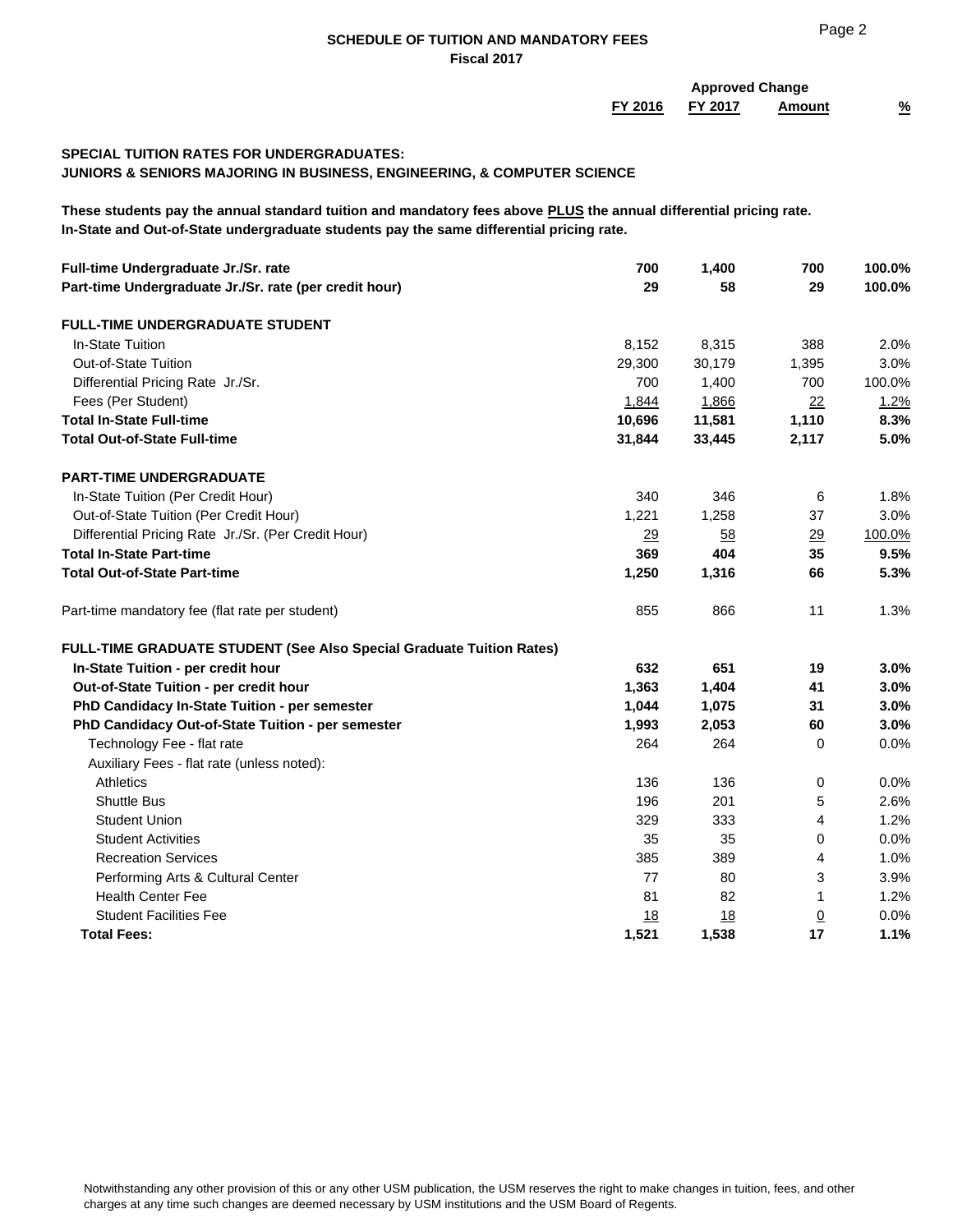## SCHEDULE OF TUITION AND MANDATORY FEES
### Fiscal 2017

**SPECIAL TUITION RATES FOR UNDERGRADUATES:**
**JUNIORS & SENIORS MAJORING IN BUSINESS, ENGINEERING, & COMPUTER SCIENCE**

**These students pay the annual standard tuition and mandatory fees above PLUS the annual differential pricing rate.**
**In-State and Out-of-State undergraduate students pay the same differential pricing rate.**

| | FY 2016 | FY 2017 | Approved Change Amount | % |
|---|---|---|---|---|
| **Full-time Undergraduate Jr./Sr. rate** | **700** | **1,400** | **700** | **100.0%** |
| **Part-time Undergraduate Jr./Sr. rate (per credit hour)** | **29** | **58** | **29** | **100.0%** |
| | | | | |
| **FULL-TIME UNDERGRADUATE STUDENT** | | | | |
| In-State Tuition | 8,152 | 8,315 | 388 | 2.0% |
| Out-of-State Tuition | 29,300 | 30,179 | 1,395 | 3.0% |
| Differential Pricing Rate Jr./Sr. | 700 | 1,400 | 700 | 100.0% |
| Fees (Per Student) | 1,844 | 1,866 | 22 | 1.2% |
| **Total In-State Full-time** | **10,696** | **11,581** | **1,110** | **8.3%** |
| **Total Out-of-State Full-time** | **31,844** | **33,445** | **2,117** | **5.0%** |
| | | | | |
| **PART-TIME UNDERGRADUATE** | | | | |
| In-State Tuition (Per Credit Hour) | 340 | 346 | 6 | 1.8% |
| Out-of-State Tuition (Per Credit Hour) | 1,221 | 1,258 | 37 | 3.0% |
| Differential Pricing Rate Jr./Sr. (Per Credit Hour) | 29 | 58 | 29 | 100.0% |
| **Total In-State Part-time** | **369** | **404** | **35** | **9.5%** |
| **Total Out-of-State Part-time** | **1,250** | **1,316** | **66** | **5.3%** |
| | | | | |
| Part-time mandatory fee (flat rate per student) | 855 | 866 | 11 | 1.3% |
| | | | | |
| **FULL-TIME GRADUATE STUDENT (See Also Special Graduate Tuition Rates)** | | | | |
| **In-State Tuition - per credit hour** | **632** | **651** | **19** | **3.0%** |
| **Out-of-State Tuition - per credit hour** | **1,363** | **1,404** | **41** | **3.0%** |
| **PhD Candidacy In-State Tuition - per semester** | **1,044** | **1,075** | **31** | **3.0%** |
| **PhD Candidacy Out-of-State Tuition - per semester** | **1,993** | **2,053** | **60** | **3.0%** |
| Technology Fee - flat rate | 264 | 264 | 0 | 0.0% |
| Auxiliary Fees - flat rate (unless noted): | | | | |
| Athletics | 136 | 136 | 0 | 0.0% |
| Shuttle Bus | 196 | 201 | 5 | 2.6% |
| Student Union | 329 | 333 | 4 | 1.2% |
| Student Activities | 35 | 35 | 0 | 0.0% |
| Recreation Services | 385 | 389 | 4 | 1.0% |
| Performing Arts & Cultural Center | 77 | 80 | 3 | 3.9% |
| Health Center Fee | 81 | 82 | 1 | 1.2% |
| Student Facilities Fee | 18 | 18 | 0 | 0.0% |
| **Total Fees:** | **1,521** | **1,538** | **17** | **1.1%** |

Notwithstanding any other provision of this or any other USM publication, the USM reserves the right to make changes in tuition, fees, and other charges at any time such changes are deemed necessary by USM institutions and the USM Board of Regents.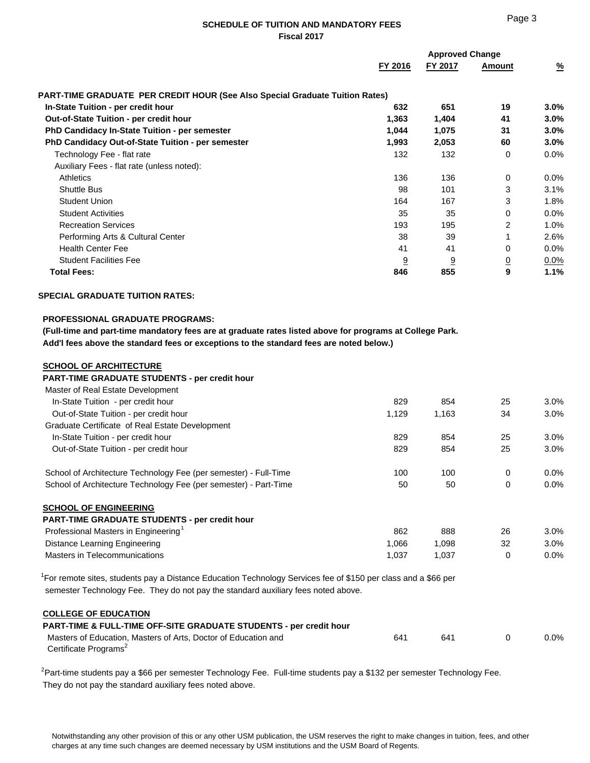# SCHEDULE OF TUITION AND MANDATORY FEES
## Fiscal 2017

| | FY 2016 | FY 2017 | Approved Change Amount | % |
|---|---|---|---|---|
| **PART-TIME GRADUATE PER CREDIT HOUR (See Also Special Graduate Tuition Rates)** | | | | |
| **In-State Tuition - per credit hour** | **632** | **651** | **19** | **3.0%** |
| **Out-of-State Tuition - per credit hour** | **1,363** | **1,404** | **41** | **3.0%** |
| **PhD Candidacy In-State Tuition - per semester** | **1,044** | **1,075** | **31** | **3.0%** |
| **PhD Candidacy Out-of-State Tuition - per semester** | **1,993** | **2,053** | **60** | **3.0%** |
| Technology Fee - flat rate | 132 | 132 | 0 | 0.0% |
| Auxiliary Fees - flat rate (unless noted): | | | | |
| Athletics | 136 | 136 | 0 | 0.0% |
| Shuttle Bus | 98 | 101 | 3 | 3.1% |
| Student Union | 164 | 167 | 3 | 1.8% |
| Student Activities | 35 | 35 | 0 | 0.0% |
| Recreation Services | 193 | 195 | 2 | 1.0% |
| Performing Arts & Cultural Center | 38 | 39 | 1 | 2.6% |
| Health Center Fee | 41 | 41 | 0 | 0.0% |
| Student Facilities Fee | 9 | 9 | 0 | 0.0% |
| **Total Fees:** | **846** | **855** | **9** | **1.1%** |

**SPECIAL GRADUATE TUITION RATES:**

**PROFESSIONAL GRADUATE PROGRAMS:**

**(Full-time and part-time mandatory fees are at graduate rates listed above for programs at College Park. Add'l fees above the standard fees or exceptions to the standard fees are noted below.)**

| | FY 2016 | FY 2017 | Approved Change Amount | % |
|---|---|---|---|---|
| **SCHOOL OF ARCHITECTURE** | | | | |
| **PART-TIME GRADUATE STUDENTS - per credit hour** | | | | |
| Master of Real Estate Development | | | | |
| In-State Tuition - per credit hour | 829 | 854 | 25 | 3.0% |
| Out-of-State Tuition - per credit hour | 1,129 | 1,163 | 34 | 3.0% |
| Graduate Certificate of Real Estate Development | | | | |
| In-State Tuition - per credit hour | 829 | 854 | 25 | 3.0% |
| Out-of-State Tuition - per credit hour | 829 | 854 | 25 | 3.0% |
| School of Architecture Technology Fee (per semester) - Full-Time | 100 | 100 | 0 | 0.0% |
| School of Architecture Technology Fee (per semester) - Part-Time | 50 | 50 | 0 | 0.0% |
| **SCHOOL OF ENGINEERING** | | | | |
| **PART-TIME GRADUATE STUDENTS - per credit hour** | | | | |
| Professional Masters in Engineering[1] | 862 | 888 | 26 | 3.0% |
| Distance Learning Engineering | 1,066 | 1,098 | 32 | 3.0% |
| Masters in Telecommunications | 1,037 | 1,037 | 0 | 0.0% |

[1]For remote sites, students pay a Distance Education Technology Services fee of $150 per class and a $66 per semester Technology Fee. They do not pay the standard auxiliary fees noted above.

| | FY 2016 | FY 2017 | Approved Change Amount | % |
|---|---|---|---|---|
| **COLLEGE OF EDUCATION** | | | | |
| **PART-TIME & FULL-TIME OFF-SITE GRADUATE STUDENTS - per credit hour** | | | | |
| Masters of Education, Masters of Arts, Doctor of Education and Certificate Programs[2] | 641 | 641 | 0 | 0.0% |

[2]Part-time students pay a $66 per semester Technology Fee. Full-time students pay a $132 per semester Technology Fee. They do not pay the standard auxiliary fees noted above.

Notwithstanding any other provision of this or any other USM publication, the USM reserves the right to make changes in tuition, fees, and other charges at any time such changes are deemed necessary by USM institutions and the USM Board of Regents.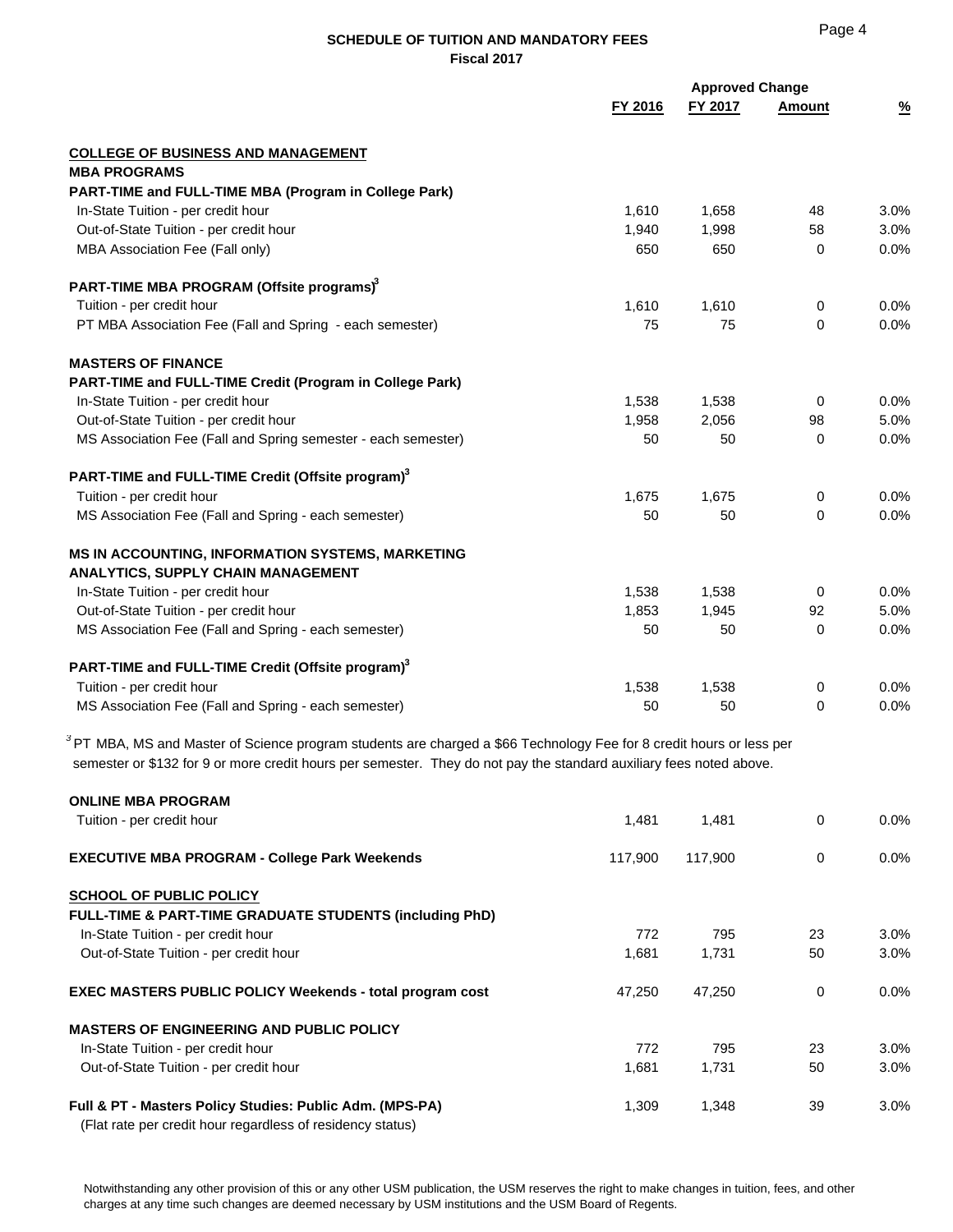## SCHEDULE OF TUITION AND MANDATORY FEES
**Fiscal 2017**

| | FY 2016 | FY 2017 | Approved Change Amount | % |
|---|---|---|---|---|
| **COLLEGE OF BUSINESS AND MANAGEMENT** | | | | |
| **MBA PROGRAMS** | | | | |
| **PART-TIME and FULL-TIME MBA (Program in College Park)** | | | | |
| In-State Tuition - per credit hour | 1,610 | 1,658 | 48 | 3.0% |
| Out-of-State Tuition - per credit hour | 1,940 | 1,998 | 58 | 3.0% |
| MBA Association Fee (Fall only) | 650 | 650 | 0 | 0.0% |
| **PART-TIME MBA PROGRAM (Offsite programs)[3]** | | | | |
| Tuition - per credit hour | 1,610 | 1,610 | 0 | 0.0% |
| PT MBA Association Fee (Fall and Spring - each semester) | 75 | 75 | 0 | 0.0% |
| **MASTERS OF FINANCE** | | | | |
| **PART-TIME and FULL-TIME Credit (Program in College Park)** | | | | |
| In-State Tuition - per credit hour | 1,538 | 1,538 | 0 | 0.0% |
| Out-of-State Tuition - per credit hour | 1,958 | 2,056 | 98 | 5.0% |
| MS Association Fee (Fall and Spring semester - each semester) | 50 | 50 | 0 | 0.0% |
| **PART-TIME and FULL-TIME Credit (Offsite program)[3]** | | | | |
| Tuition - per credit hour | 1,675 | 1,675 | 0 | 0.0% |
| MS Association Fee (Fall and Spring - each semester) | 50 | 50 | 0 | 0.0% |
| **MS IN ACCOUNTING, INFORMATION SYSTEMS, MARKETING ANALYTICS, SUPPLY CHAIN MANAGEMENT** | | | | |
| In-State Tuition - per credit hour | 1,538 | 1,538 | 0 | 0.0% |
| Out-of-State Tuition - per credit hour | 1,853 | 1,945 | 92 | 5.0% |
| MS Association Fee (Fall and Spring - each semester) | 50 | 50 | 0 | 0.0% |
| **PART-TIME and FULL-TIME Credit (Offsite program)[3]** | | | | |
| Tuition - per credit hour | 1,538 | 1,538 | 0 | 0.0% |
| MS Association Fee (Fall and Spring - each semester) | 50 | 50 | 0 | 0.0% |

[3] PT MBA, MS and Master of Science program students are charged a $66 Technology Fee for 8 credit hours or less per semester or $132 for 9 or more credit hours per semester. They do not pay the standard auxiliary fees noted above.

| | FY 2016 | FY 2017 | Approved Change Amount | % |
|---|---|---|---|---|
| **ONLINE MBA PROGRAM** | | | | |
| Tuition - per credit hour | 1,481 | 1,481 | 0 | 0.0% |
| **EXECUTIVE MBA PROGRAM - College Park Weekends** | 117,900 | 117,900 | 0 | 0.0% |
| **SCHOOL OF PUBLIC POLICY** | | | | |
| **FULL-TIME & PART-TIME GRADUATE STUDENTS (including PhD)** | | | | |
| In-State Tuition - per credit hour | 772 | 795 | 23 | 3.0% |
| Out-of-State Tuition - per credit hour | 1,681 | 1,731 | 50 | 3.0% |
| **EXEC MASTERS PUBLIC POLICY Weekends - total program cost** | 47,250 | 47,250 | 0 | 0.0% |
| **MASTERS OF ENGINEERING AND PUBLIC POLICY** | | | | |
| In-State Tuition - per credit hour | 772 | 795 | 23 | 3.0% |
| Out-of-State Tuition - per credit hour | 1,681 | 1,731 | 50 | 3.0% |
| **Full & PT - Masters Policy Studies: Public Adm. (MPS-PA)** (Flat rate per credit hour regardless of residency status) | 1,309 | 1,348 | 39 | 3.0% |

Notwithstanding any other provision of this or any other USM publication, the USM reserves the right to make changes in tuition, fees, and other charges at any time such changes are deemed necessary by USM institutions and the USM Board of Regents.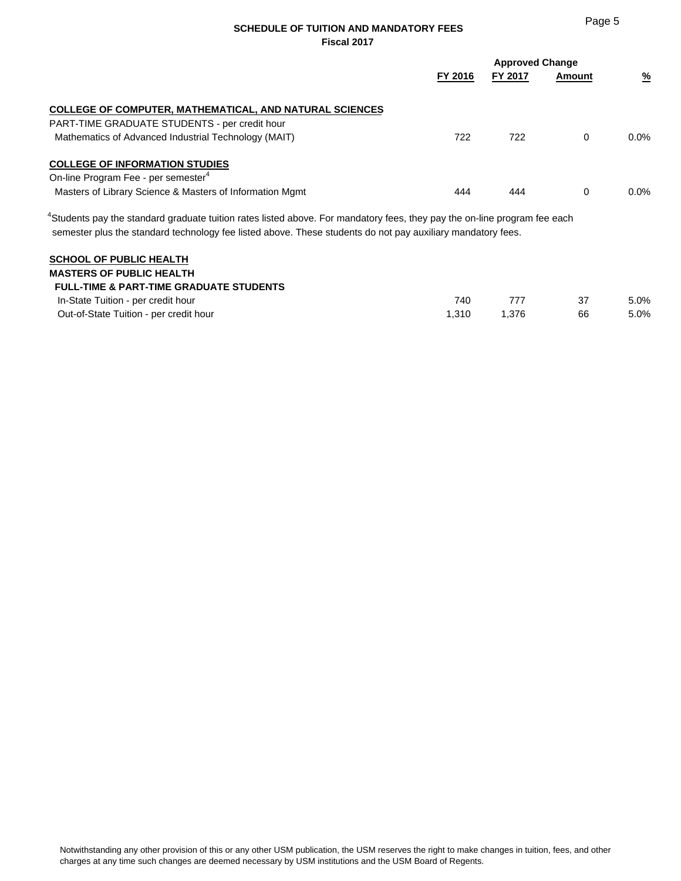**SCHEDULE OF TUITION AND MANDATORY FEES**
**Fiscal 2017**

| | FY 2016 | FY 2017 | Approved Change Amount | % |
|---|---|---|---|---|
| **COLLEGE OF COMPUTER, MATHEMATICAL, AND NATURAL SCIENCES** | | | | |
| PART-TIME GRADUATE STUDENTS - per credit hour | | | | |
| Mathematics of Advanced Industrial Technology (MAIT) | 722 | 722 | 0 | 0.0% |
| **COLLEGE OF INFORMATION STUDIES** | | | | |
| On-line Program Fee - per semester[4] | | | | |
| Masters of Library Science & Masters of Information Mgmt | 444 | 444 | 0 | 0.0% |

[4]Students pay the standard graduate tuition rates listed above. For mandatory fees, they pay the on-line program fee each semester plus the standard technology fee listed above. These students do not pay auxiliary mandatory fees.

| | FY 2016 | FY 2017 | Approved Change Amount | % |
|---|---|---|---|---|
| **SCHOOL OF PUBLIC HEALTH** | | | | |
| **MASTERS OF PUBLIC HEALTH** | | | | |
| **FULL-TIME & PART-TIME GRADUATE STUDENTS** | | | | |
| In-State Tuition - per credit hour | 740 | 777 | 37 | 5.0% |
| Out-of-State Tuition - per credit hour | 1,310 | 1,376 | 66 | 5.0% |

Notwithstanding any other provision of this or any other USM publication, the USM reserves the right to make changes in tuition, fees, and other charges at any time such changes are deemed necessary by USM institutions and the USM Board of Regents.